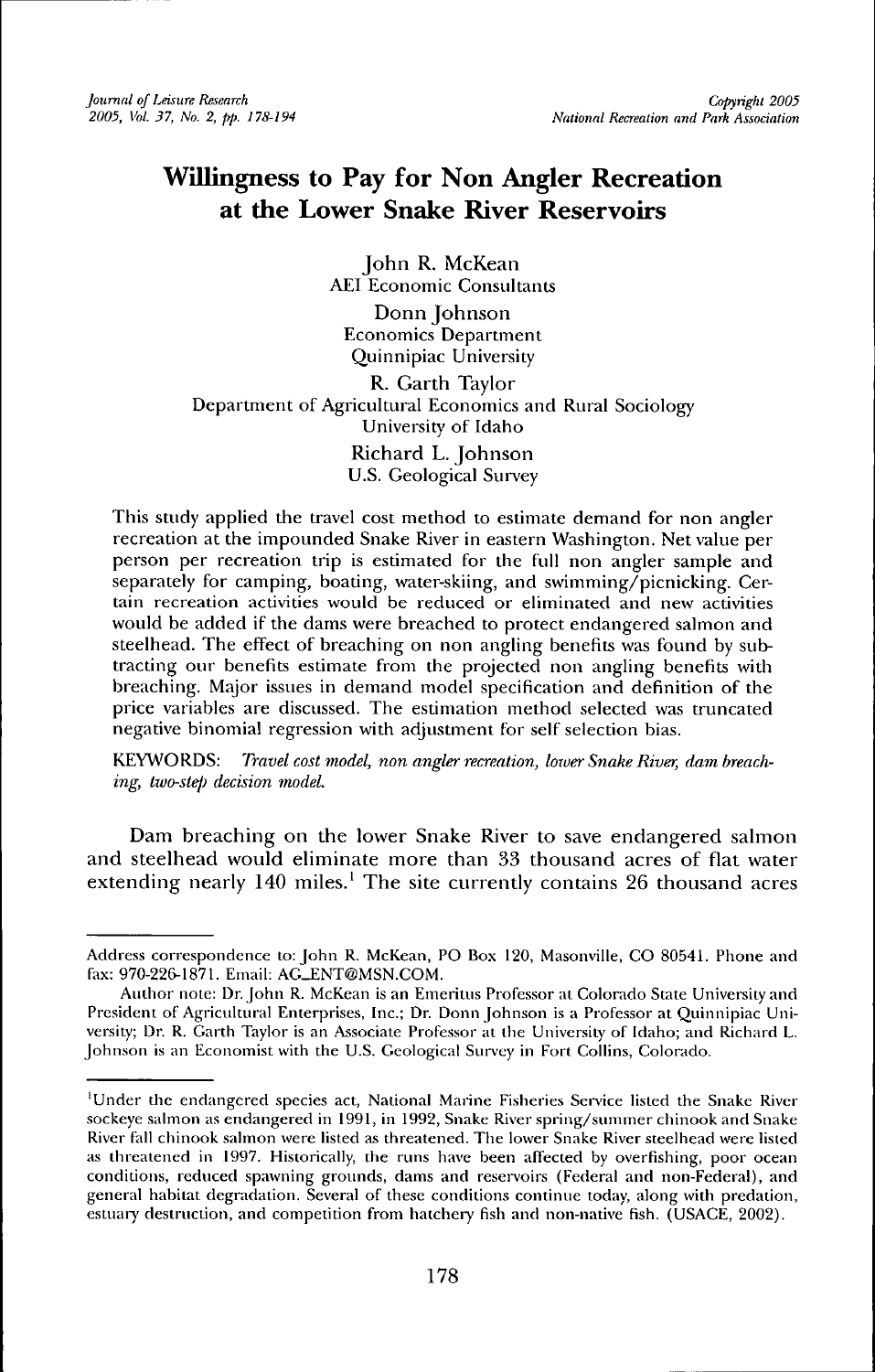# Willingness to Pay for Non Angler Recreation at the Lower Snake River Reservoirs

John R. McKean
AEI Economic Consultants

Donn Johnson
Economics Department
Quinnipiac University

R. Garth Taylor
Department of Agricultural Economics and Rural Sociology
University of Idaho

Richard L. Johnson
U.S. Geological Survey

This study applied the travel cost method to estimate demand for non angler recreation at the impounded Snake River in eastern Washington. Net value per person per recreation trip is estimated for the full non angler sample and separately for camping, boating, water-skiing, and swimming/picnicking. Certain recreation activities would be reduced or eliminated and new activities would be added if the dams were breached to protect endangered salmon and steelhead. The effect of breaching on non angling benefits was found by subtracting our benefits estimate from the projected non angling benefits with breaching. Major issues in demand model specification and definition of the price variables are discussed. The estimation method selected was truncated negative binomial regression with adjustment for self selection bias.

KEYWORDS: *Travel cost model, non angler recreation, lower Snake River, dam breaching, two-step decision model.*

Dam breaching on the lower Snake River to save endangered salmon and steelhead would eliminate more than 33 thousand acres of flat water extending nearly 140 miles.[1] The site currently contains 26 thousand acres

---

Address correspondence to: John R. McKean, PO Box 120, Masonville, CO 80541. Phone and fax: 970-226-1871. Email: AG_ENT@MSN.COM.

Author note: Dr. John R. McKean is an Emeritus Professor at Colorado State University and President of Agricultural Enterprises, Inc.; Dr. Donn Johnson is a Professor at Quinnipiac University; Dr. R. Garth Taylor is an Associate Professor at the University of Idaho; and Richard L. Johnson is an Economist with the U.S. Geological Survey in Fort Collins, Colorado.

[1]Under the endangered species act, National Marine Fisheries Service listed the Snake River sockeye salmon as endangered in 1991, in 1992, Snake River spring/summer chinook and Snake River fall chinook salmon were listed as threatened. The lower Snake River steelhead were listed as threatened in 1997. Historically, the runs have been affected by overfishing, poor ocean conditions, reduced spawning grounds, dams and reservoirs (Federal and non-Federal), and general habitat degradation. Several of these conditions continue today, along with predation, estuary destruction, and competition from hatchery fish and non-native fish. (USACE, 2002).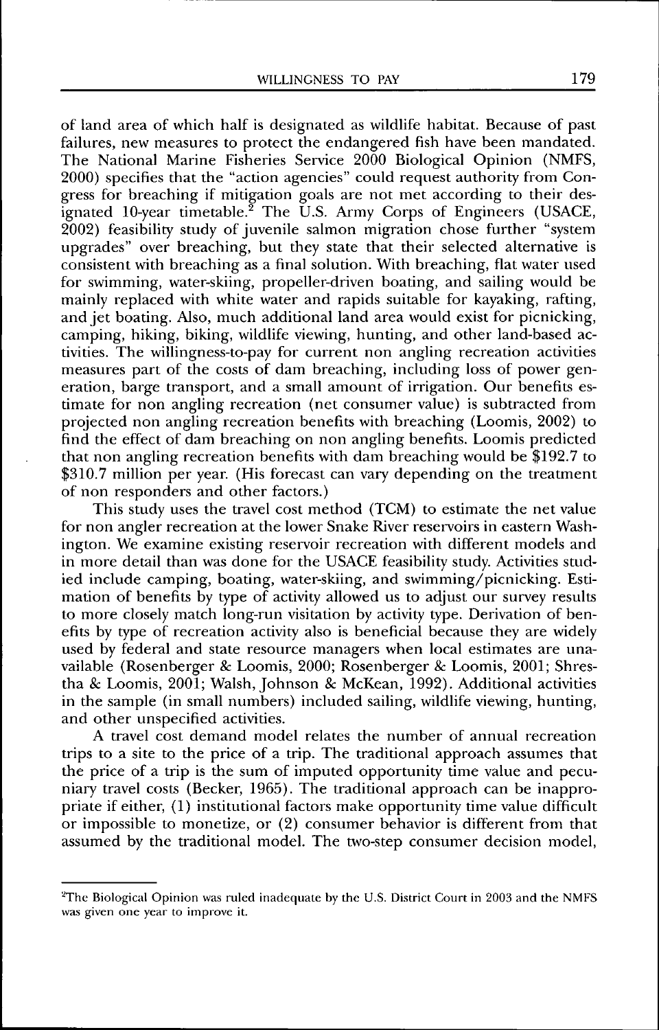of land area of which half is designated as wildlife habitat. Because of past failures, new measures to protect the endangered fish have been mandated. The National Marine Fisheries Service 2000 Biological Opinion (NMFS, 2000) specifies that the "action agencies" could request authority from Congress for breaching if mitigation goals are not met according to their designated 10-year timetable.[2] The U.S. Army Corps of Engineers (USACE, 2002) feasibility study of juvenile salmon migration chose further "system upgrades" over breaching, but they state that their selected alternative is consistent with breaching as a final solution. With breaching, flat water used for swimming, water-skiing, propeller-driven boating, and sailing would be mainly replaced with white water and rapids suitable for kayaking, rafting, and jet boating. Also, much additional land area would exist for picnicking, camping, hiking, biking, wildlife viewing, hunting, and other land-based activities. The willingness-to-pay for current non angling recreation activities measures part of the costs of dam breaching, including loss of power generation, barge transport, and a small amount of irrigation. Our benefits estimate for non angling recreation (net consumer value) is subtracted from projected non angling recreation benefits with breaching (Loomis, 2002) to find the effect of dam breaching on non angling benefits. Loomis predicted that non angling recreation benefits with dam breaching would be \$192.7 to \$310.7 million per year. (His forecast can vary depending on the treatment of non responders and other factors.)

This study uses the travel cost method (TCM) to estimate the net value for non angler recreation at the lower Snake River reservoirs in eastern Washington. We examine existing reservoir recreation with different models and in more detail than was done for the USACE feasibility study. Activities studied include camping, boating, water-skiing, and swimming/picnicking. Estimation of benefits by type of activity allowed us to adjust our survey results to more closely match long-run visitation by activity type. Derivation of benefits by type of recreation activity also is beneficial because they are widely used by federal and state resource managers when local estimates are unavailable (Rosenberger & Loomis, 2000; Rosenberger & Loomis, 2001; Shrestha & Loomis, 2001; Walsh, Johnson & McKean, 1992). Additional activities in the sample (in small numbers) included sailing, wildlife viewing, hunting, and other unspecified activities.

A travel cost demand model relates the number of annual recreation trips to a site to the price of a trip. The traditional approach assumes that the price of a trip is the sum of imputed opportunity time value and pecuniary travel costs (Becker, 1965). The traditional approach can be inappropriate if either, (1) institutional factors make opportunity time value difficult or impossible to monetize, or (2) consumer behavior is different from that assumed by the traditional model. The two-step consumer decision model,

---

[2]The Biological Opinion was ruled inadequate by the U.S. District Court in 2003 and the NMFS was given one year to improve it.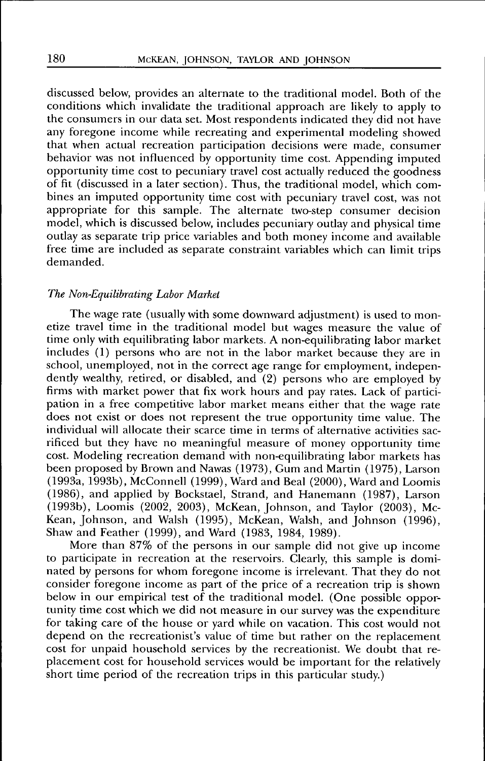discussed below, provides an alternate to the traditional model. Both of the conditions which invalidate the traditional approach are likely to apply to the consumers in our data set. Most respondents indicated they did not have any foregone income while recreating and experimental modeling showed that when actual recreation participation decisions were made, consumer behavior was not influenced by opportunity time cost. Appending imputed opportunity time cost to pecuniary travel cost actually reduced the goodness of fit (discussed in a later section). Thus, the traditional model, which combines an imputed opportunity time cost with pecuniary travel cost, was not appropriate for this sample. The alternate two-step consumer decision model, which is discussed below, includes pecuniary outlay and physical time outlay as separate trip price variables and both money income and available free time are included as separate constraint variables which can limit trips demanded.

### *The Non-Equilibrating Labor Market*

The wage rate (usually with some downward adjustment) is used to monetize travel time in the traditional model but wages measure the value of time only with equilibrating labor markets. A non-equilibrating labor market includes (1) persons who are not in the labor market because they are in school, unemployed, not in the correct age range for employment, independently wealthy, retired, or disabled, and (2) persons who are employed by firms with market power that fix work hours and pay rates. Lack of participation in a free competitive labor market means either that the wage rate does not exist or does not represent the true opportunity time value. The individual will allocate their scarce time in terms of alternative activities sacrificed but they have no meaningful measure of money opportunity time cost. Modeling recreation demand with non-equilibrating labor markets has been proposed by Brown and Nawas (1973), Gum and Martin (1975), Larson (1993a, 1993b), McConnell (1999), Ward and Beal (2000), Ward and Loomis (1986), and applied by Bockstael, Strand, and Hanemann (1987), Larson (1993b), Loomis (2002, 2003), McKean, Johnson, and Taylor (2003), McKean, Johnson, and Walsh (1995), McKean, Walsh, and Johnson (1996), Shaw and Feather (1999), and Ward (1983, 1984, 1989).

More than 87% of the persons in our sample did not give up income to participate in recreation at the reservoirs. Clearly, this sample is dominated by persons for whom foregone income is irrelevant. That they do not consider foregone income as part of the price of a recreation trip is shown below in our empirical test of the traditional model. (One possible opportunity time cost which we did not measure in our survey was the expenditure for taking care of the house or yard while on vacation. This cost would not depend on the recreationist's value of time but rather on the replacement cost for unpaid household services by the recreationist. We doubt that replacement cost for household services would be important for the relatively short time period of the recreation trips in this particular study.)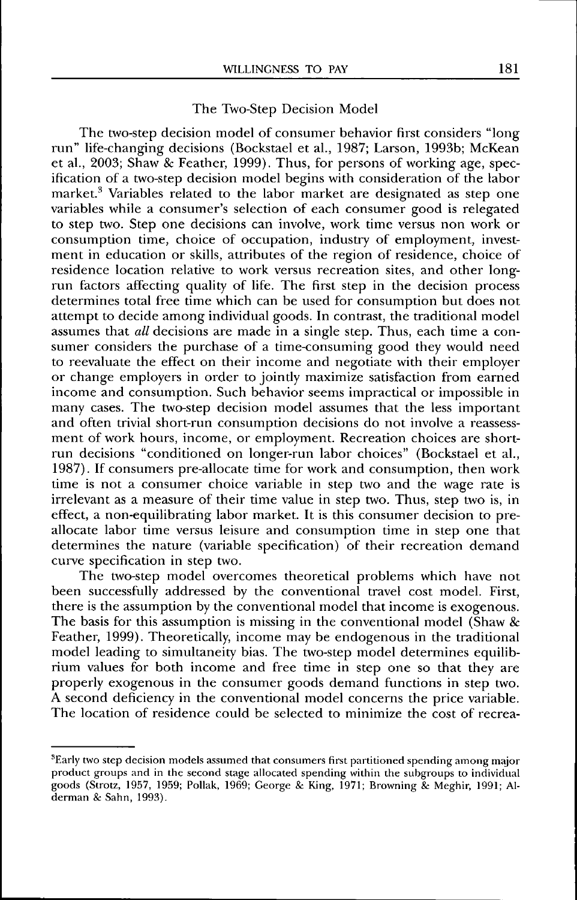### The Two-Step Decision Model

The two-step decision model of consumer behavior first considers "long run" life-changing decisions (Bockstael et al., 1987; Larson, 1993b; McKean et al., 2003; Shaw & Feather, 1999). Thus, for persons of working age, specification of a two-step decision model begins with consideration of the labor market.[3] Variables related to the labor market are designated as step one variables while a consumer's selection of each consumer good is relegated to step two. Step one decisions can involve, work time versus non work or consumption time, choice of occupation, industry of employment, investment in education or skills, attributes of the region of residence, choice of residence location relative to work versus recreation sites, and other long-run factors affecting quality of life. The first step in the decision process determines total free time which can be used for consumption but does not attempt to decide among individual goods. In contrast, the traditional model assumes that *all* decisions are made in a single step. Thus, each time a consumer considers the purchase of a time-consuming good they would need to reevaluate the effect on their income and negotiate with their employer or change employers in order to jointly maximize satisfaction from earned income and consumption. Such behavior seems impractical or impossible in many cases. The two-step decision consumption model assumes that the less important and often trivial short-run consumption decisions do not involve a reassessment of work hours, income, or employment. Recreation choices are short-run decisions "conditioned on longer-run labor choices" (Bockstael et al., 1987). If consumers pre-allocate time for work and consumption, then work time is not a consumer choice variable in step two and the wage rate is irrelevant as a measure of their time value in step two. Thus, step two is, in effect, a non-equilibrating labor market. It is this consumer decision to pre-allocate labor time versus leisure and consumption time in step one that determines the nature (variable specification) of their recreation demand curve specification in step two.

The two-step model overcomes theoretical problems which have not been successfully addressed by the conventional travel cost model. First, there is the assumption by the conventional model that income is exogenous. The basis for this assumption is missing in the conventional model (Shaw & Feather, 1999). Theoretically, income may be endogenous in the traditional model leading to simultaneity bias. The two-step model determines equilibrium values for both income and free time in step one so that they are properly exogenous in the consumer goods demand functions in step two. A second deficiency in the conventional model concerns the price variable. The location of residence could be selected to minimize the cost of recrea-

---

[3] Early two step decision models assumed that consumers first partitioned spending among major product groups and in the second stage allocated spending within the subgroups to individual goods (Strotz, 1957, 1959; Pollak, 1969; George & King, 1971; Browning & Meghir, 1991; Alderman & Sahn, 1993).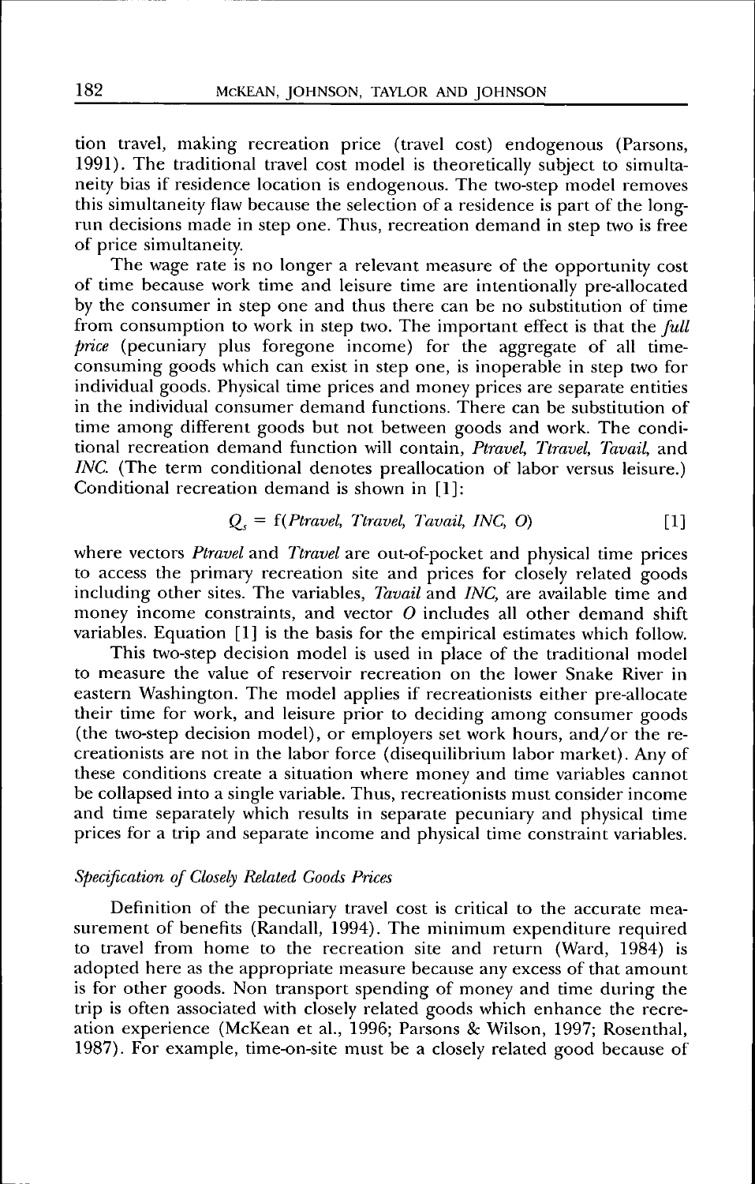tion travel, making recreation price (travel cost) endogenous (Parsons, 1991). The traditional travel cost model is theoretically subject to simultaneity bias if residence location is endogenous. The two-step model removes this simultaneity flaw because the selection of a residence is part of the long-run decisions made in step one. Thus, recreation demand in step two is free of price simultaneity.

The wage rate is no longer a relevant measure of the opportunity cost of time because work time and leisure time are intentionally pre-allocated by the consumer in step one and thus there can be no substitution of time from consumption to work in step two. The important effect is that the *full price* (pecuniary plus foregone income) for the aggregate of all time-consuming goods which can exist in step one, is inoperable in step two for individual goods. Physical time prices and money prices are separate entities in the individual consumer demand functions. There can be substitution of time among different goods but not between goods and work. The conditional recreation demand function will contain, *Ptravel, Ttravel, Tavail,* and *INC.* (The term conditional denotes preallocation of labor versus leisure.) Conditional recreation demand is shown in [1]:

$$Q_s = f(Ptravel, Ttravel, Tavail, INC, O) \qquad [1]$$

where vectors *Ptravel* and *Ttravel* are out-of-pocket and physical time prices to access the primary recreation site and prices for closely related goods including other sites. The variables, *Tavail* and *INC,* are available time and money income constraints, and vector *O* includes all other demand shift variables. Equation [1] is the basis for the empirical estimates which follow.

This two-step decision model is used in place of the traditional model to measure the value of reservoir recreation on the lower Snake River in eastern Washington. The model applies if recreationists either pre-allocate their time for work, and leisure prior to deciding among consumer goods (the two-step decision model), or employers set work hours, and/or the recreationists are not in the labor force (disequilibrium labor market). Any of these conditions create a situation where money and time variables cannot be collapsed into a single variable. Thus, recreationists must consider income and time separately which results in separate pecuniary and physical time prices for a trip and separate income and physical time constraint variables.

### *Specification of Closely Related Goods Prices*

Definition of the pecuniary travel cost is critical to the accurate measurement of benefits (Randall, 1994). The minimum expenditure required to travel from home to the recreation site and return (Ward, 1984) is adopted here as the appropriate measure because any excess of that amount is for other goods. Non transport spending of money and time during the trip is often associated with closely related goods which enhance the recreation experience (McKean et al., 1996; Parsons & Wilson, 1997; Rosenthal, 1987). For example, time-on-site must be a closely related good because of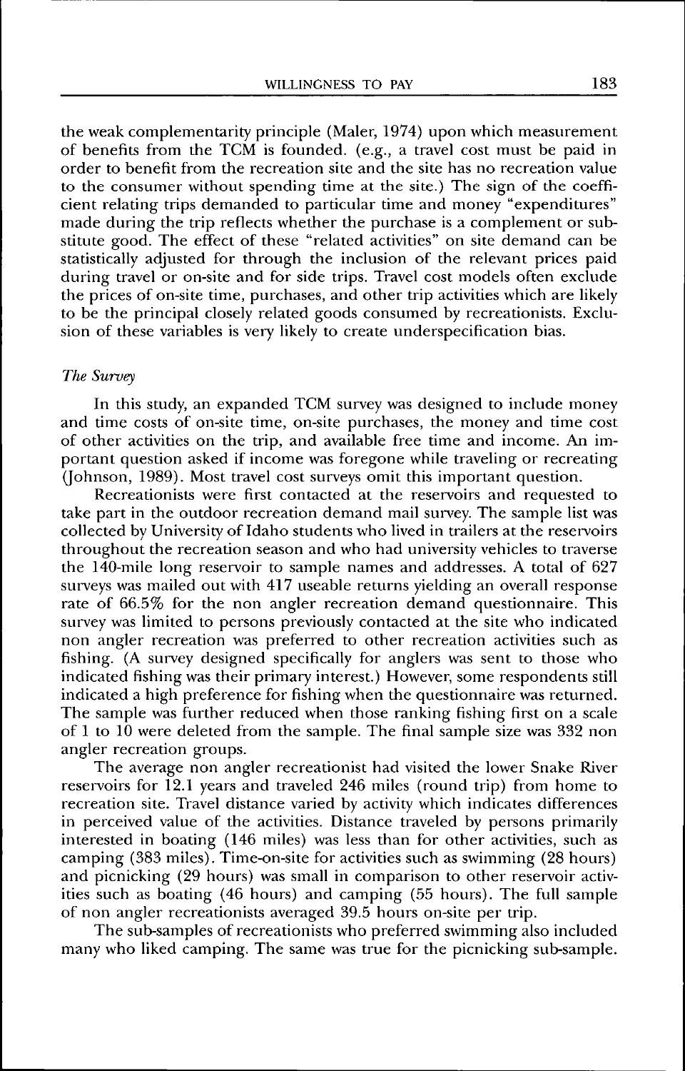the weak complementarity principle (Maler, 1974) upon which measurement of benefits from the TCM is founded. (e.g., a travel cost must be paid in order to benefit from the recreation site and the site has no recreation value to the consumer without spending time at the site.) The sign of the coefficient relating trips demanded to particular time and money "expenditures" made during the trip reflects whether the purchase is a complement or substitute good. The effect of these "related activities" on site demand can be statistically adjusted for through the inclusion of the relevant prices paid during travel or on-site and for side trips. Travel cost models often exclude the prices of on-site time, purchases, and other trip activities which are likely to be the principal closely related goods consumed by recreationists. Exclusion of these variables is very likely to create underspecification bias.

*The Survey*

In this study, an expanded TCM survey was designed to include money and time costs of on-site time, on-site purchases, the money and time cost of other activities on the trip, and available free time and income. An important question asked if income was foregone while traveling or recreating (Johnson, 1989). Most travel cost surveys omit this important question.

Recreationists were first contacted at the reservoirs and requested to take part in the outdoor recreation demand mail survey. The sample list was collected by University of Idaho students who lived in trailers at the reservoirs throughout the recreation season and who had university vehicles to traverse the 140-mile long reservoir to sample names and addresses. A total of 627 surveys was mailed out with 417 useable returns yielding an overall response rate of 66.5% for the non angler recreation demand questionnaire. This survey was limited to persons previously contacted at the site who indicated non angler recreation was preferred to other recreation activities such as fishing. (A survey designed specifically for anglers was sent to those who indicated fishing was their primary interest.) However, some respondents still indicated a high preference for fishing when the questionnaire was returned. The sample was further reduced when those ranking fishing first on a scale of 1 to 10 were deleted from the sample. The final sample size was 332 non angler recreation groups.

The average non angler recreationist had visited the lower Snake River reservoirs for 12.1 years and traveled 246 miles (round trip) from home to recreation site. Travel distance varied by activity which indicates differences in perceived value of the activities. Distance traveled by persons primarily interested in boating (146 miles) was less than for other activities, such as camping (383 miles). Time-on-site for activities such as swimming (28 hours) and picnicking (29 hours) was small in comparison to other reservoir activities such as boating (46 hours) and camping (55 hours). The full sample of non angler recreationists averaged 39.5 hours on-site per trip.

The sub-samples of recreationists who preferred swimming also included many who liked camping. The same was true for the picnicking sub-sample.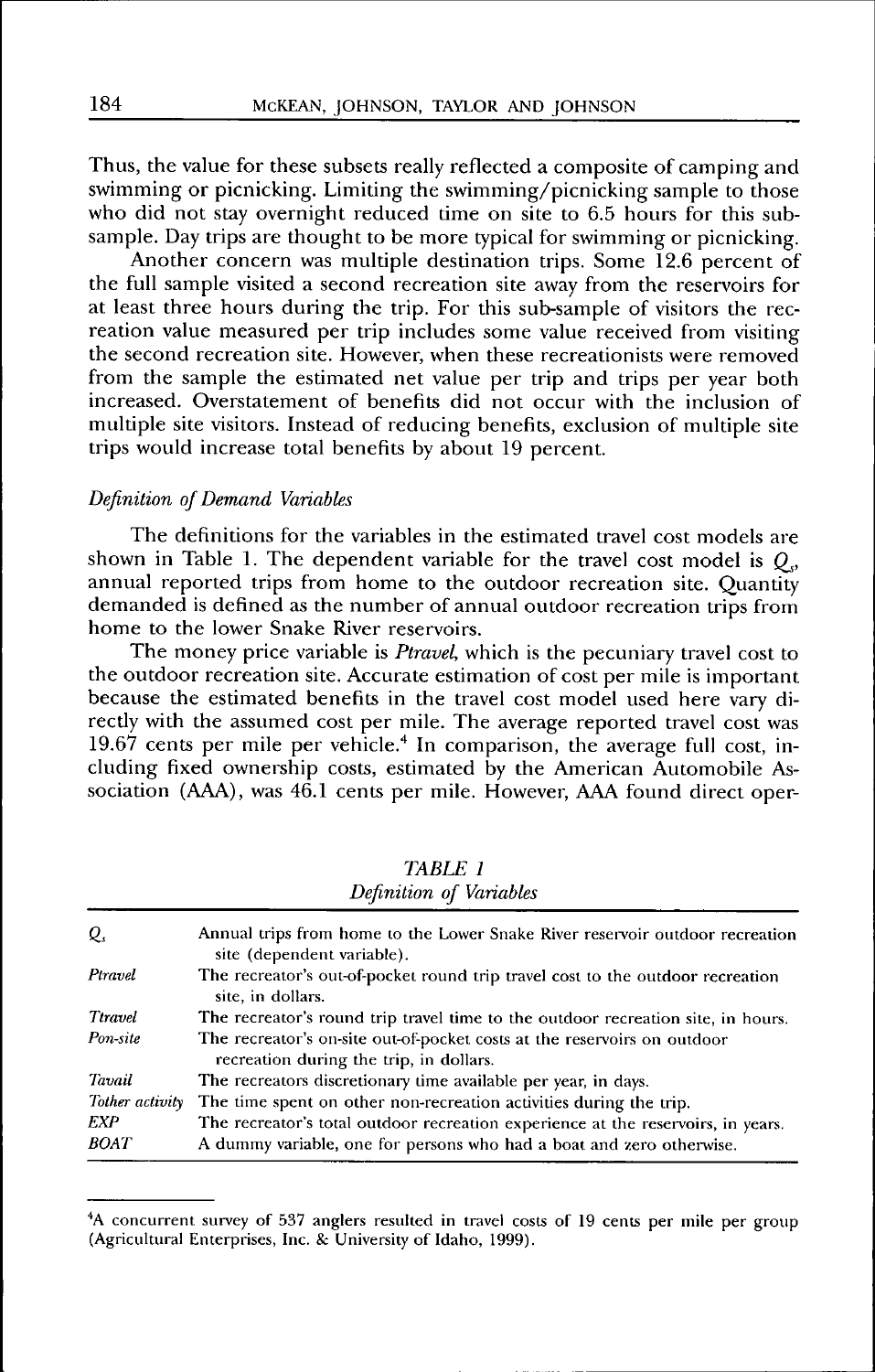Thus, the value for these subsets really reflected a composite of camping and swimming or picnicking. Limiting the swimming/picnicking sample to those who did not stay overnight reduced time on site to 6.5 hours for this subsample. Day trips are thought to be more typical for swimming or picnicking.

Another concern was multiple destination trips. Some 12.6 percent of the full sample visited a second recreation site away from the reservoirs for at least three hours during the trip. For this sub-sample of visitors the recreation value measured per trip includes some value received from visiting the second recreation site. However, when these recreationists were removed from the sample the estimated net value per trip and trips per year both increased. Overstatement of benefits did not occur with the inclusion of multiple site visitors. Instead of reducing benefits, exclusion of multiple site trips would increase total benefits by about 19 percent.

### *Definition of Demand Variables*

The definitions for the variables in the estimated travel cost models are shown in Table 1. The dependent variable for the travel cost model is $Q_s$, annual reported trips from home to the outdoor recreation site. Quantity demanded is defined as the number of annual outdoor recreation trips from home to the lower Snake River reservoirs.

The money price variable is *Ptravel*, which is the pecuniary travel cost to the outdoor recreation site. Accurate estimation of cost per mile is important because the estimated benefits in the travel cost model used here vary directly with the assumed cost per mile. The average reported travel cost was 19.67 cents per mile per vehicle.[4] In comparison, the average full cost, including fixed ownership costs, estimated by the American Automobile Association (AAA), was 46.1 cents per mile. However, AAA found direct oper-

*TABLE 1*
*Definition of Variables*

| | |
|---|---|
| $Q_s$ | Annual trips from home to the Lower Snake River reservoir outdoor recreation site (dependent variable). |
| *Ptravel* | The recreator's out-of-pocket round trip travel cost to the outdoor recreation site, in dollars. |
| *Ttravel* | The recreator's round trip travel time to the outdoor recreation site, in hours. |
| *Pon-site* | The recreator's on-site out-of-pocket costs at the reservoirs on outdoor recreation during the trip, in dollars. |
| *Tavail* | The recreators discretionary time available per year, in days. |
| *Tother activity* | The time spent on other non-recreation activities during the trip. |
| *EXP* | The recreator's total outdoor recreation experience at the reservoirs, in years. |
| *BOAT* | A dummy variable, one for persons who had a boat and zero otherwise. |

[4]A concurrent survey of 537 anglers resulted in travel costs of 19 cents per mile per group (Agricultural Enterprises, Inc. & University of Idaho, 1999).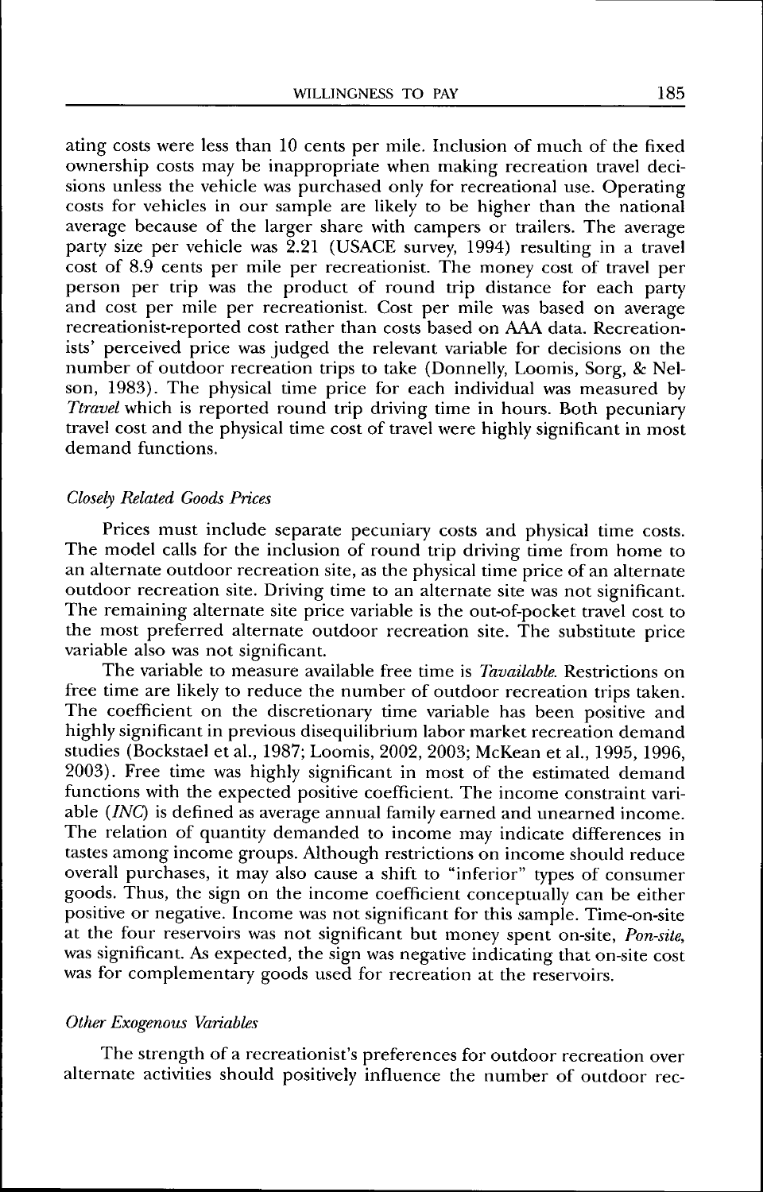ating costs were less than 10 cents per mile. Inclusion of much of the fixed ownership costs may be inappropriate when making recreation travel decisions unless the vehicle was purchased only for recreational use. Operating costs for vehicles in our sample are likely to be higher than the national average because of the larger share with campers or trailers. The average party size per vehicle was 2.21 (USACE survey, 1994) resulting in a travel cost of 8.9 cents per mile per recreationist. The money cost of travel per person per trip was the product of round trip distance for each party and cost per mile per recreationist. Cost per mile was based on average recreationist-reported cost rather than costs based on AAA data. Recreationists' perceived price was judged the relevant variable for decisions on the number of outdoor recreation trips to take (Donnelly, Loomis, Sorg, & Nelson, 1983). The physical time price for each individual was measured by *Ttravel* which is reported round trip driving time in hours. Both pecuniary travel cost and the physical time cost of travel were highly significant in most demand functions.

### *Closely Related Goods Prices*

Prices must include separate pecuniary costs and physical time costs. The model calls for the inclusion of round trip driving time from home to an alternate outdoor recreation site, as the physical time price of an alternate outdoor recreation site. Driving time to an alternate site was not significant. The remaining alternate site price variable is the out-of-pocket travel cost to the most preferred alternate outdoor recreation site. The substitute price variable also was not significant.

The variable to measure available free time is *Tavailable*. Restrictions on free time are likely to reduce the number of outdoor recreation trips taken. The coefficient on the discretionary time variable has been positive and highly significant in previous disequilibrium labor market recreation demand studies (Bockstael et al., 1987; Loomis, 2002, 2003; McKean et al., 1995, 1996, 2003). Free time was highly significant in most of the estimated demand functions with the expected positive coefficient. The income constraint variable (*INC*) is defined as average annual family earned and unearned income. The relation of quantity demanded to income may indicate differences in tastes among income groups. Although restrictions on income should reduce overall purchases, it may also cause a shift to "inferior" types of consumer goods. Thus, the sign on the income coefficient conceptually can be either positive or negative. Income was not significant for this sample. Time-on-site at the four reservoirs was not significant but money spent on-site, *Pon-site*, was significant. As expected, the sign was negative indicating that on-site cost was for complementary goods used for recreation at the reservoirs.

### *Other Exogenous Variables*

The strength of a recreationist's preferences for outdoor recreation over alternate activities should positively influence the number of outdoor rec-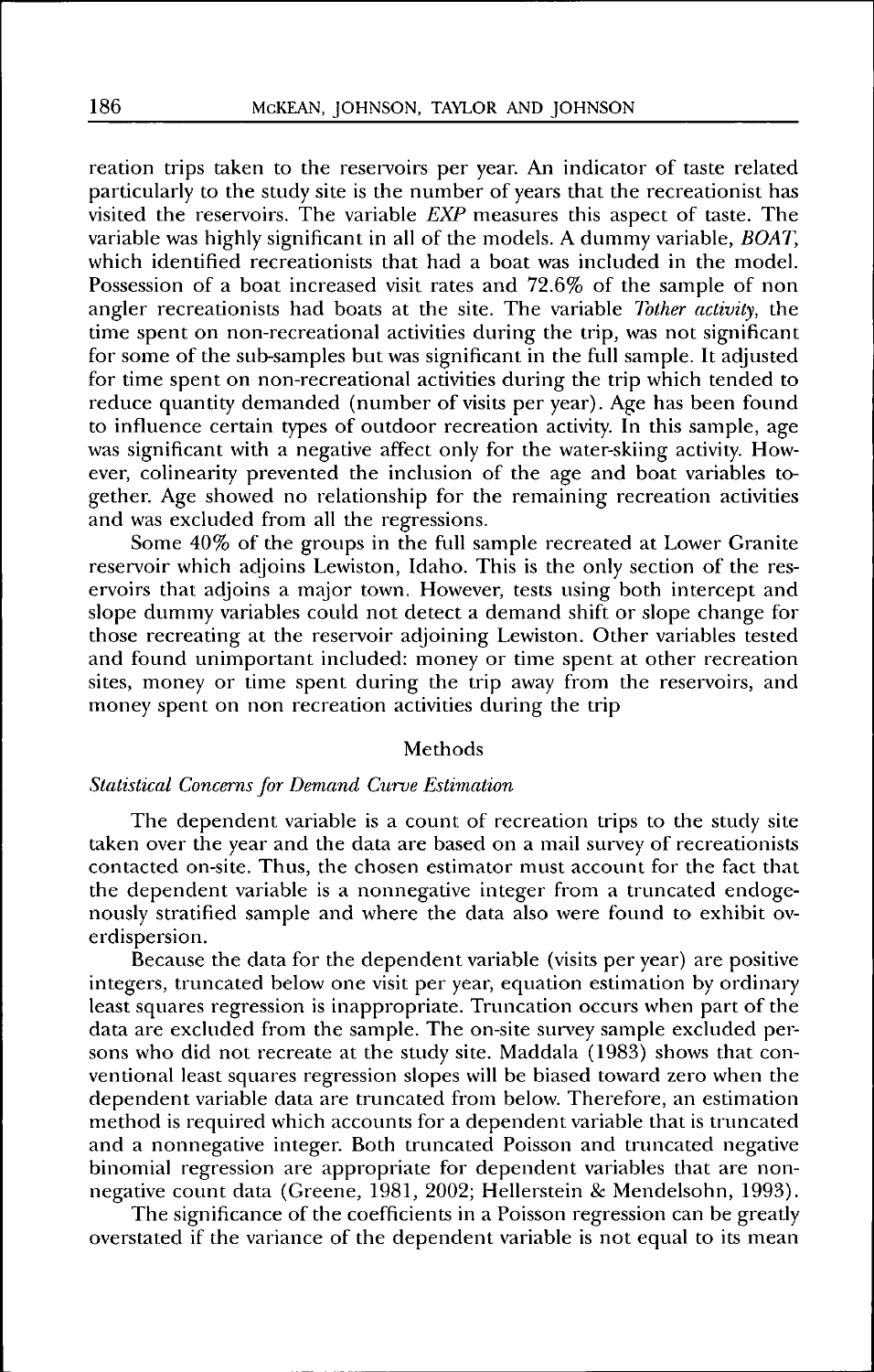reation trips taken to the reservoirs per year. An indicator of taste related particularly to the study site is the number of years that the recreationist has visited the reservoirs. The variable *EXP* measures this aspect of taste. The variable was highly significant in all of the models. A dummy variable, *BOAT*, which identified recreationists that had a boat was included in the model. Possession of a boat increased visit rates and 72.6% of the sample of non angler recreationists had boats at the site. The variable *Tother activity*, the time spent on non-recreational activities during the trip, was not significant for some of the sub-samples but was significant in the full sample. It adjusted for time spent on non-recreational activities during the trip which tended to reduce quantity demanded (number of visits per year). Age has been found to influence certain types of outdoor recreation activity. In this sample, age was significant with a negative affect only for the water-skiing activity. However, colinearity prevented the inclusion of the age and boat variables together. Age showed no relationship for the remaining recreation activities and was excluded from all the regressions.

Some 40% of the groups in the full sample recreated at Lower Granite reservoir which adjoins Lewiston, Idaho. This is the only section of the reservoirs that adjoins a major town. However, tests using both intercept and slope dummy variables could not detect a demand shift or slope change for those recreating at the reservoir adjoining Lewiston. Other variables tested and found unimportant included: money or time spent at other recreation sites, money or time spent during the trip away from the reservoirs, and money spent on non recreation activities during the trip

## Methods

### *Statistical Concerns for Demand Curve Estimation*

The dependent variable is a count of recreation trips to the study site taken over the year and the data are based on a mail survey of recreationists contacted on-site. Thus, the chosen estimator must account for the fact that the dependent variable is a nonnegative integer from a truncated endogenously stratified sample and where the data also were found to exhibit overdispersion.

Because the data for the dependent variable (visits per year) are positive integers, truncated below one visit per year, equation estimation by ordinary least squares regression is inappropriate. Truncation occurs when part of the data are excluded from the sample. The on-site survey sample excluded persons who did not recreate at the study site. Maddala (1983) shows that conventional least squares regression slopes will be biased toward zero when the dependent variable data are truncated from below. Therefore, an estimation method is required which accounts for a dependent variable that is truncated and a nonnegative integer. Both truncated Poisson and truncated negative binomial regression are appropriate for dependent variables that are nonnegative count data (Greene, 1981, 2002; Hellerstein & Mendelsohn, 1993).

The significance of the coefficients in a Poisson regression can be greatly overstated if the variance of the dependent variable is not equal to its mean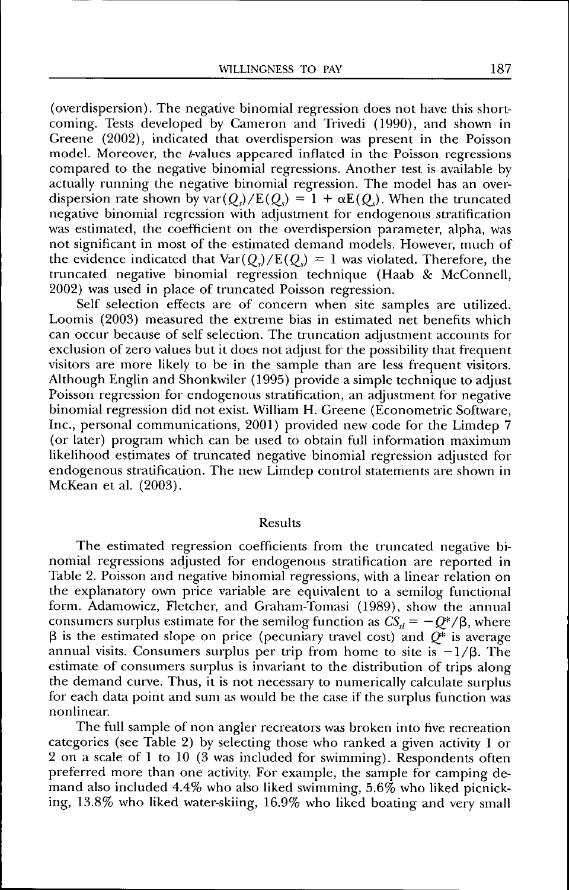(overdispersion). The negative binomial regression does not have this shortcoming. Tests developed by Cameron and Trivedi (1990), and shown in Greene (2002), indicated that overdispersion was present in the Poisson model. Moreover, the *t*-values appeared inflated in the Poisson regressions compared to the negative binomial regressions. Another test is available by actually running the negative binomial regression. The model has an overdispersion rate shown by $\text{var}(Q_s)/E(Q_s) = 1 + \alpha E(Q_s)$. When the truncated negative binomial regression with adjustment for endogenous stratification was estimated, the coefficient on the overdispersion parameter, alpha, was not significant in most of the estimated demand models. However, much of the evidence indicated that $\text{Var}(Q_s)/E(Q_s) = 1$ was violated. Therefore, the truncated negative binomial regression technique (Haab & McConnell, 2002) was used in place of truncated Poisson regression.

Self selection effects are of concern when site samples are utilized. Loomis (2003) measured the extreme bias in estimated net benefits which can occur because of self selection. The truncation adjustment accounts for exclusion of zero values but it does not adjust for the possibility that frequent visitors are more likely to be in the sample than are less frequent visitors. Although Englin and Shonkwiler (1995) provide a simple technique to adjust Poisson regression for endogenous stratification, an adjustment for negative binomial regression did not exist. William H. Greene (Econometric Software, Inc., personal communications, 2001) provided new code for the Limdep 7 (or later) program which can be used to obtain full information maximum likelihood estimates of truncated negative binomial regression adjusted for endogenous stratification. The new Limdep control statements are shown in McKean et al. (2003).

## Results

The estimated regression coefficients from the truncated negative binomial regressions adjusted for endogenous stratification are reported in Table 2. Poisson and negative binomial regressions, with a linear relation on the explanatory own price variable are equivalent to a semilog functional form. Adamowicz, Fletcher, and Graham-Tomasi (1989), show the annual consumers surplus estimate for the semilog function as $CS_{sl} = -Q^*/\beta$, where $\beta$ is the estimated slope on price (pecuniary travel cost) and $Q^*$ is average annual visits. Consumers surplus per trip from home to site is $-1/\beta$. The estimate of consumers surplus is invariant to the distribution of trips along the demand curve. Thus, it is not necessary to numerically calculate surplus for each data point and sum as would be the case if the surplus function was nonlinear.

The full sample of non angler recreators was broken into five recreation categories (see Table 2) by selecting those who ranked a given activity 1 or 2 on a scale of 1 to 10 (3 was included for swimming). Respondents often preferred more than one activity. For example, the sample for camping demand also included 4.4% who also liked swimming, 5.6% who liked picnicking, 13.8% who liked water-skiing, 16.9% who liked boating and very small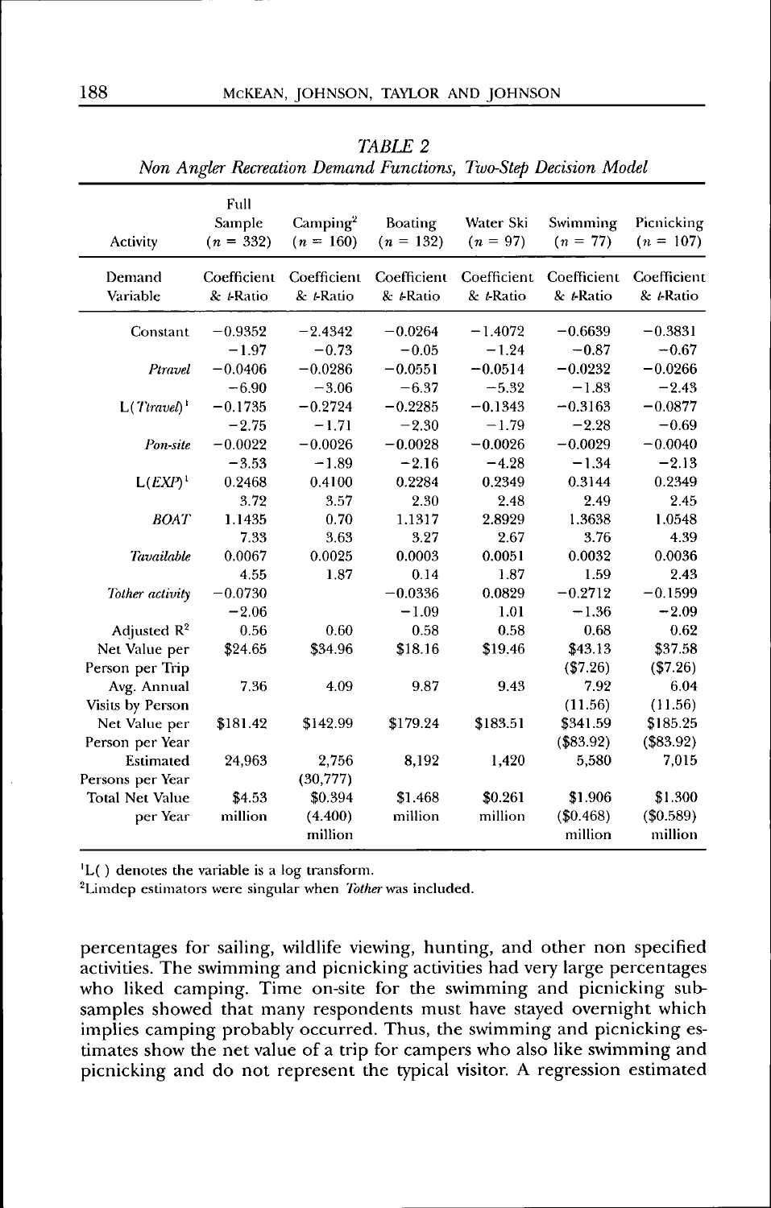*TABLE 2*

*Non Angler Recreation Demand Functions, Two-Step Decision Model*

| Activity | Full Sample ($n$ = 332) | Camping[2] ($n$ = 160) | Boating ($n$ = 132) | Water Ski ($n$ = 97) | Swimming ($n$ = 77) | Picnicking ($n$ = 107) |
|---|---|---|---|---|---|---|
| Demand Variable | Coefficient & *t*-Ratio | Coefficient & *t*-Ratio | Coefficient & *t*-Ratio | Coefficient & *t*-Ratio | Coefficient & *t*-Ratio | Coefficient & *t*-Ratio |
| Constant | −0.9352 | −2.4342 | −0.0264 | −1.4072 | −0.6639 | −0.3831 |
| | −1.97 | −0.73 | −0.05 | −1.24 | −0.87 | −0.67 |
| *Ptravel* | −0.0406 | −0.0286 | −0.0551 | −0.0514 | −0.0232 | −0.0266 |
| | −6.90 | −3.06 | −6.37 | −5.32 | −2.49 | −2.43 |
| L(*Ttravel*)[1] | −0.1735 | −0.2724 | −0.2285 | −0.1343 | −0.3163 | −0.0877 |
| | −2.75 | −1.71 | −2.30 | −1.79 | −2.28 | −0.69 |
| *Pon-site* | −0.0022 | −0.0026 | −0.0028 | −0.0026 | −0.0029 | −0.0040 |
| | −3.53 | −1.89 | −2.16 | −4.28 | −1.34 | −2.13 |
| L(*EXP*)[1] | 0.2468 | 0.4100 | 0.2284 | 0.2349 | 0.3144 | 0.2349 |
| | 3.72 | 3.57 | 2.30 | 2.48 | 2.49 | 2.45 |
| *BOAT* | 1.1435 | 0.70 | 1.1317 | 2.8929 | 1.3638 | 1.0548 |
| | 7.33 | 3.63 | 3.27 | 2.67 | 3.76 | 4.39 |
| *Tavailable* | 0.0067 | 0.0025 | 0.0003 | 0.0051 | 0.0032 | 0.0036 |
| | 4.55 | 1.87 | 0.14 | 1.87 | 1.59 | 2.43 |
| *Tother activity* | −0.0730 | | −0.0336 | 0.0829 | −0.2712 | −0.1599 |
| | −2.06 | | −1.09 | 1.01 | −1.36 | −2.09 |
| Adjusted $R^2$ | 0.56 | 0.60 | 0.58 | 0.58 | 0.68 | 0.62 |
| Net Value per Person per Trip | \$24.65 | \$34.96 | \$18.16 | \$19.46 | \$43.13 (\$7.26) | \$37.58 (\$7.26) |
| Avg. Annual Visits by Person | 7.36 | 4.09 | 9.87 | 9.43 | 7.92 (11.56) | 6.04 (11.56) |
| Net Value per Person per Year | \$181.42 | \$142.99 | \$179.24 | \$183.51 | \$341.59 (\$83.92) | \$185.25 (\$83.92) |
| Estimated Persons per Year | 24,963 | 2,756 (30,777) | 8,192 | 1,420 | 5,580 | 7,015 |
| Total Net Value per Year | \$4.53 million | \$0.394 (4.400) million | \$1.468 million | \$0.261 million | \$1.906 (\$0.468) million | \$1.300 (\$0.589) million |

[1]L( ) denotes the variable is a log transform.

[2]Limdep estimators were singular when *Tother* was included.

percentages for sailing, wildlife viewing, hunting, and other non specified activities. The swimming and picnicking activities had very large percentages who liked camping. Time on-site for the swimming and picnicking subsamples showed that many respondents must have stayed overnight which implies camping probably occurred. Thus, the swimming and picnicking estimates show the net value of a trip for campers who also like swimming and picnicking and do not represent the typical visitor. A regression estimated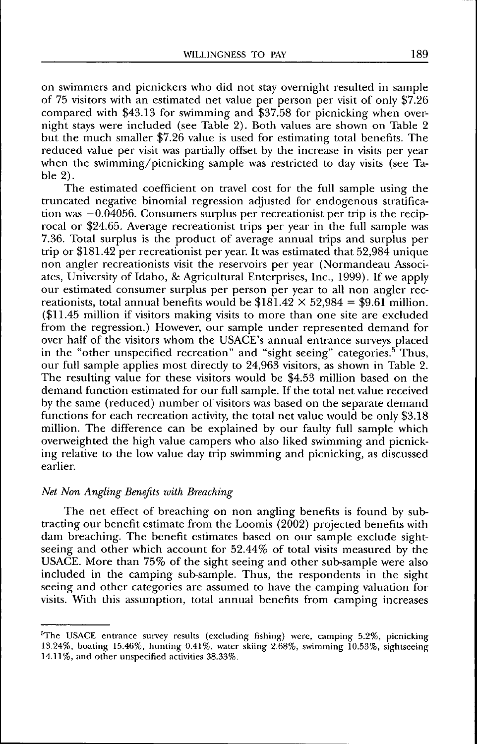on swimmers and picnickers who did not stay overnight resulted in sample of 75 visitors with an estimated net value per person per visit of only \$7.26 compared with \$43.13 for swimming and \$37.58 for picnicking when overnight stays were included (see Table 2). Both values are shown on Table 2 but the much smaller \$7.26 value is used for estimating total benefits. The reduced value per visit was partially offset by the increase in visits per year when the swimming/picnicking sample was restricted to day visits (see Table 2).

The estimated coefficient on travel cost for the full sample using the truncated negative binomial regression adjusted for endogenous stratification was $-0.04056$. Consumers surplus per recreationist per trip is the reciprocal or \$24.65. Average recreationist trips per year in the full sample was 7.36. Total surplus is the product of average annual trips and surplus per trip or \$181.42 per recreationist per year. It was estimated that 52,984 unique non angler recreationists visit the reservoirs per year (Normandeau Associates, University of Idaho, & Agricultural Enterprises, Inc., 1999). If we apply our estimated consumer surplus per person per year to all non angler recreationists, total annual benefits would be $\$181.42 \times 52{,}984 = \$9.61$ million. (\$11.45 million if visitors making visits to more than one site are excluded from the regression.) However, our sample under represented demand for over half of the visitors whom the USACE's annual entrance surveys placed in the "other unspecified recreation" and "sight seeing" categories.[5] Thus, our full sample applies most directly to 24,963 visitors, as shown in Table 2. The resulting value for these visitors would be \$4.53 million based on the demand function estimated for our full sample. If the total net value received by the same (reduced) number of visitors was based on the separate demand functions for each recreation activity, the total net value would be only \$3.18 million. The difference can be explained by our faulty full sample which overweighted the high value campers who also liked swimming and picnicking relative to the low value day trip swimming and picnicking, as discussed earlier.

*Net Non Angling Benefits with Breaching*

The net effect of breaching on non angling benefits is found by subtracting our benefit estimate from the Loomis (2002) projected benefits with dam breaching. The benefit estimates based on our sample exclude sightseeing and other which account for 52.44% of total visits measured by the USACE. More than 75% of the sight seeing and other sub-sample were also included in the camping sub-sample. Thus, the respondents in the sight seeing and other categories are assumed to have the camping valuation for visits. With this assumption, total annual benefits from camping increases

[5]The USACE entrance survey results (excluding fishing) were, camping 5.2%, picnicking 13.24%, boating 15.46%, hunting 0.41%, water skiing 2.68%, swimming 10.53%, sightseeing 14.11%, and other unspecified activities 38.33%.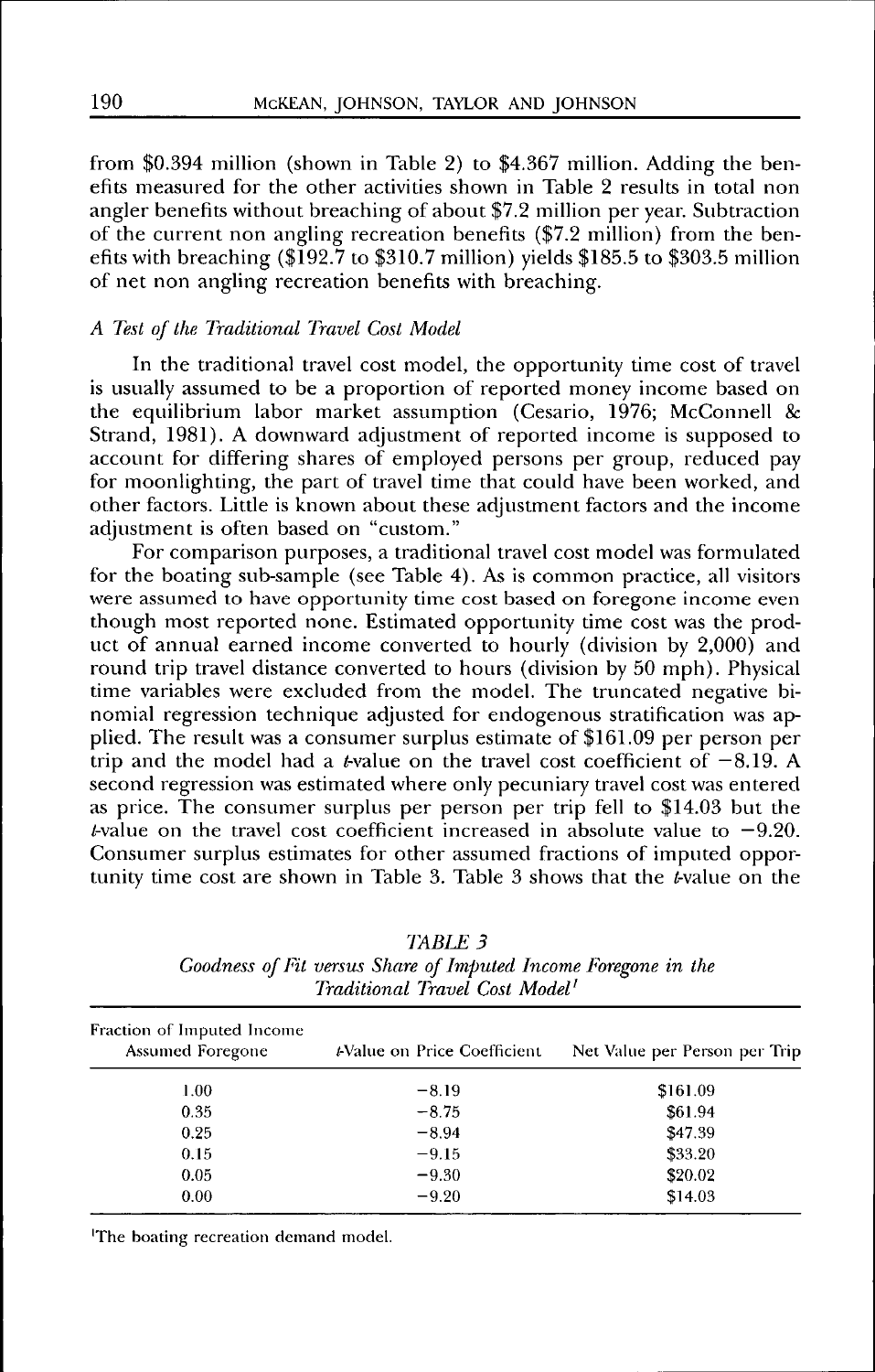from $0.394 million (shown in Table 2) to $4.367 million. Adding the benefits measured for the other activities shown in Table 2 results in total non angler benefits without breaching of about $7.2 million per year. Subtraction of the current non angling recreation benefits ($7.2 million) from the benefits with breaching ($192.7 to $310.7 million) yields $185.5 to $303.5 million of net non angling recreation benefits with breaching.

### *A Test of the Traditional Travel Cost Model*

In the traditional travel cost model, the opportunity time cost of travel is usually assumed to be a proportion of reported money income based on the equilibrium labor market assumption (Cesario, 1976; McConnell & Strand, 1981). A downward adjustment of reported income is supposed to account for differing shares of employed persons per group, reduced pay for moonlighting, the part of travel time that could have been worked, and other factors. Little is known about these adjustment factors and the income adjustment is often based on "custom."

For comparison purposes, a traditional travel cost model was formulated for the boating sub-sample (see Table 4). As is common practice, all visitors were assumed to have opportunity time cost based on foregone income even though most reported none. Estimated opportunity time cost was the product of annual earned income converted to hourly (division by 2,000) and round trip travel distance converted to hours (division by 50 mph). Physical time variables were excluded from the model. The truncated negative binomial regression technique adjusted for endogenous stratification was applied. The result was a consumer surplus estimate of $161.09 per person per trip and the model had a *t*-value on the travel cost coefficient of −8.19. A second regression was estimated where only pecuniary travel cost was entered as price. The consumer surplus per person per trip fell to $14.03 but the *t*-value on the travel cost coefficient increased in absolute value to −9.20. Consumer surplus estimates for other assumed fractions of imputed opportunity time cost are shown in Table 3. Table 3 shows that the *t*-value on the

*TABLE 3*
*Goodness of Fit versus Share of Imputed Income Foregone in the Traditional Travel Cost Model*[1]

| Fraction of Imputed Income Assumed Foregone | *t*-Value on Price Coefficient | Net Value per Person per Trip |
|---|---|---|
| 1.00 | −8.19 | $161.09 |
| 0.35 | −8.75 | $61.94 |
| 0.25 | −8.94 | $47.39 |
| 0.15 | −9.15 | $33.20 |
| 0.05 | −9.30 | $20.02 |
| 0.00 | −9.20 | $14.03 |

[1]The boating recreation demand model.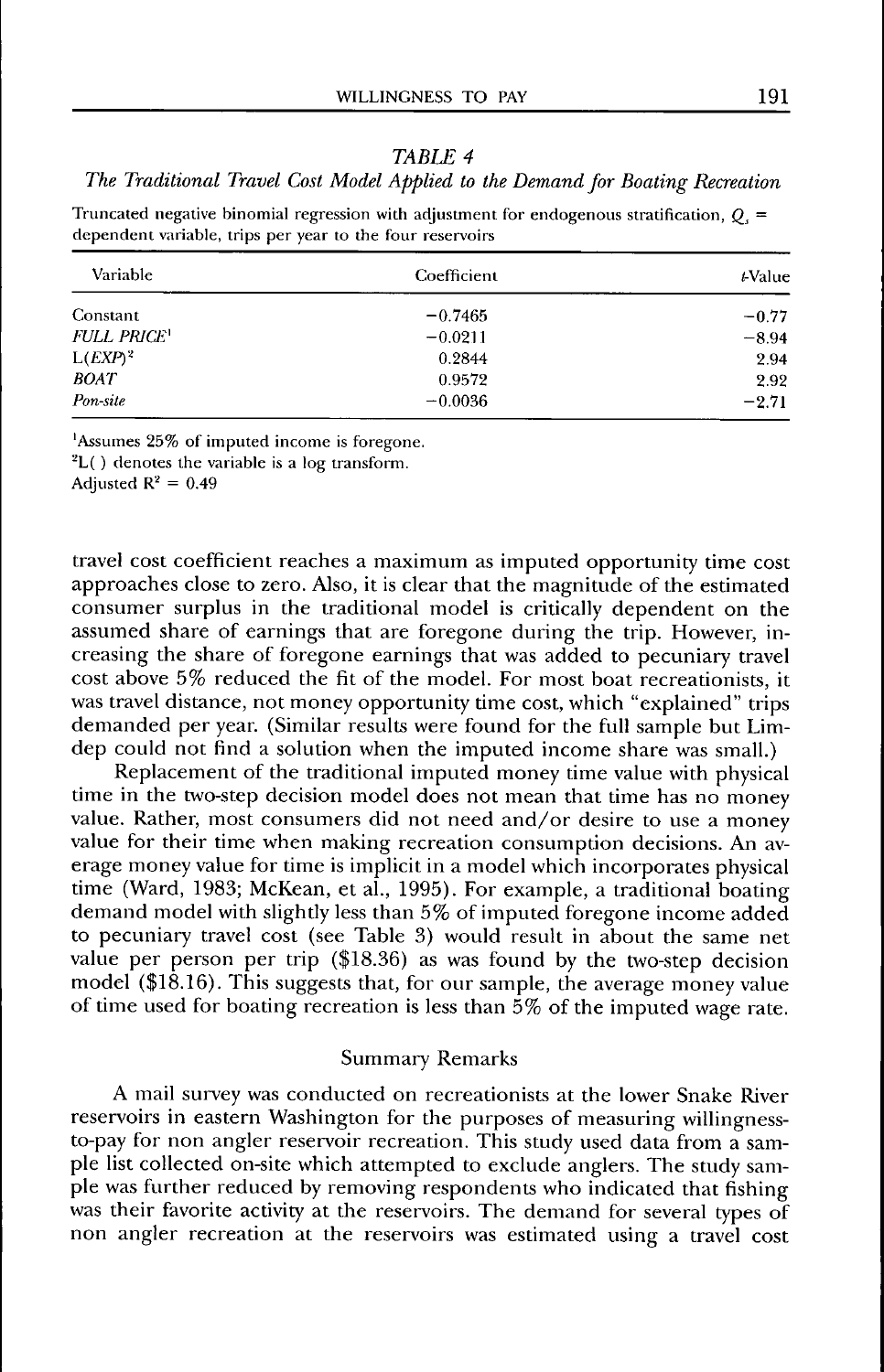*TABLE 4*

*The Traditional Travel Cost Model Applied to the Demand for Boating Recreation*

Truncated negative binomial regression with adjustment for endogenous stratification, $Q_s$ = dependent variable, trips per year to the four reservoirs

| Variable | Coefficient | *t*-Value |
|---|---|---|
| Constant | −0.7465 | −0.77 |
| *FULL PRICE*[1] | −0.0211 | −8.94 |
| L(*EXP*)[2] | 0.2844 | 2.94 |
| *BOAT* | 0.9572 | 2.92 |
| *Pon-site* | −0.0036 | −2.71 |

[1]Assumes 25% of imputed income is foregone.
[2]L( ) denotes the variable is a log transform.
Adjusted $R^2 = 0.49$

travel cost coefficient reaches a maximum as imputed opportunity time cost approaches close to zero. Also, it is clear that the magnitude of the estimated consumer surplus in the traditional model is critically dependent on the assumed share of earnings that are foregone during the trip. However, increasing the share of foregone earnings that was added to pecuniary travel cost above 5% reduced the fit of the model. For most boat recreationists, it was travel distance, not money opportunity time cost, which "explained" trips demanded per year. (Similar results were found for the full sample but Limdep could not find a solution when the imputed income share was small.)

Replacement of the traditional imputed money time value with physical time in the two-step decision model does not mean that time has no money value. Rather, most consumers did not need and/or desire to use a money value for their time when making recreation consumption decisions. An average money value for time is implicit in a model which incorporates physical time (Ward, 1983; McKean, et al., 1995). For example, a traditional boating demand model with slightly less than 5% of imputed foregone income added to pecuniary travel cost (see Table 3) would result in about the same net value per person per trip ($18.36) as was found by the two-step decision model ($18.16). This suggests that, for our sample, the average money value of time used for boating recreation is less than 5% of the imputed wage rate.

## Summary Remarks

A mail survey was conducted on recreationists at the lower Snake River reservoirs in eastern Washington for the purposes of measuring willingness-to-pay for non angler reservoir recreation. This study used data from a sample list collected on-site which attempted to exclude anglers. The study sample was further reduced by removing respondents who indicated that fishing was their favorite activity at the reservoirs. The demand for several types of non angler recreation at the reservoirs was estimated using a travel cost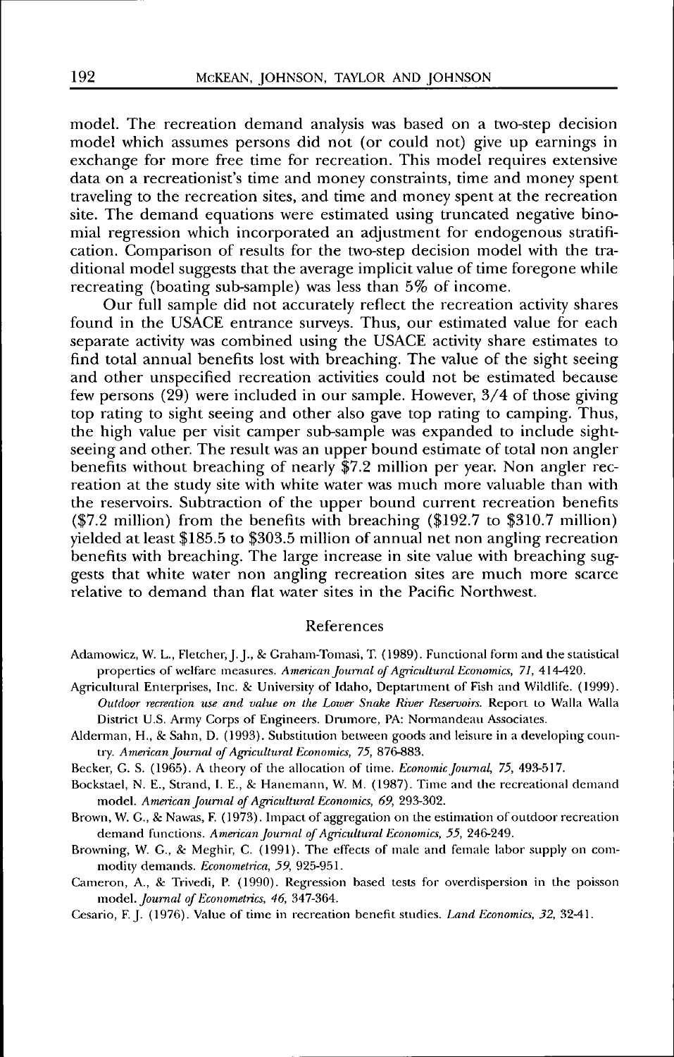model. The recreation demand analysis was based on a two-step decision model which assumes persons did not (or could not) give up earnings in exchange for more free time for recreation. This model requires extensive data on a recreationist's time and money constraints, time and money spent traveling to the recreation sites, and time and money spent at the recreation site. The demand equations were estimated using truncated negative binomial regression which incorporated an adjustment for endogenous stratification. Comparison of results for the two-step decision model with the traditional model suggests that the average implicit value of time foregone while recreating (boating sub-sample) was less than 5% of income.

Our full sample did not accurately reflect the recreation activity shares found in the USACE entrance surveys. Thus, our estimated value for each separate activity was combined using the USACE activity share estimates to find total annual benefits lost with breaching. The value of the sight seeing and other unspecified recreation activities could not be estimated because few persons (29) were included in our sample. However, 3/4 of those giving top rating to sight seeing and other also gave top rating to camping. Thus, the high value per visit camper sub-sample was expanded to include sight-seeing and other. The result was an upper bound estimate of total non angler benefits without breaching of nearly $7.2 million per year. Non angler recreation at the study site with white water was much more valuable than with the reservoirs. Subtraction of the upper bound current recreation benefits ($7.2 million) from the benefits with breaching ($192.7 to $310.7 million) yielded at least $185.5 to $303.5 million of annual net non angling recreation benefits with breaching. The large increase in site value with breaching suggests that white water non angling recreation sites are much more scarce relative to demand than flat water sites in the Pacific Northwest.

## References

Adamowicz, W. L., Fletcher, J. J., & Graham-Tomasi, T. (1989). Functional form and the statistical properties of welfare measures. *American Journal of Agricultural Economics, 71*, 414-420.

Agricultural Enterprises, Inc. & University of Idaho, Deptartment of Fish and Wildlife. (1999). *Outdoor recreation use and value on the Lower Snake River Reservoirs*. Report to Walla Walla District U.S. Army Corps of Engineers. Drumore, PA: Normandeau Associates.

Alderman, H., & Sahn, D. (1993). Substitution between goods and leisure in a developing country. *American Journal of Agricultural Economics, 75*, 876-883.

Becker, G. S. (1965). A theory of the allocation of time. *Economic Journal, 75*, 493-517.

Bockstael, N. E., Strand, I. E., & Hanemann, W. M. (1987). Time and the recreational demand model. *American Journal of Agricultural Economics, 69*, 293-302.

Brown, W. G., & Nawas, F. (1973). Impact of aggregation on the estimation of outdoor recreation demand functions. *American Journal of Agricultural Economics, 55*, 246-249.

Browning, W. G., & Meghir, C. (1991). The effects of male and female labor supply on commodity demands. *Econometrica, 59*, 925-951.

Cameron, A., & Trivedi, P. (1990). Regression based tests for overdispersion in the poisson model. *Journal of Econometrics, 46*, 347-364.

Cesario, F. J. (1976). Value of time in recreation benefit studies. *Land Economics, 32*, 32-41.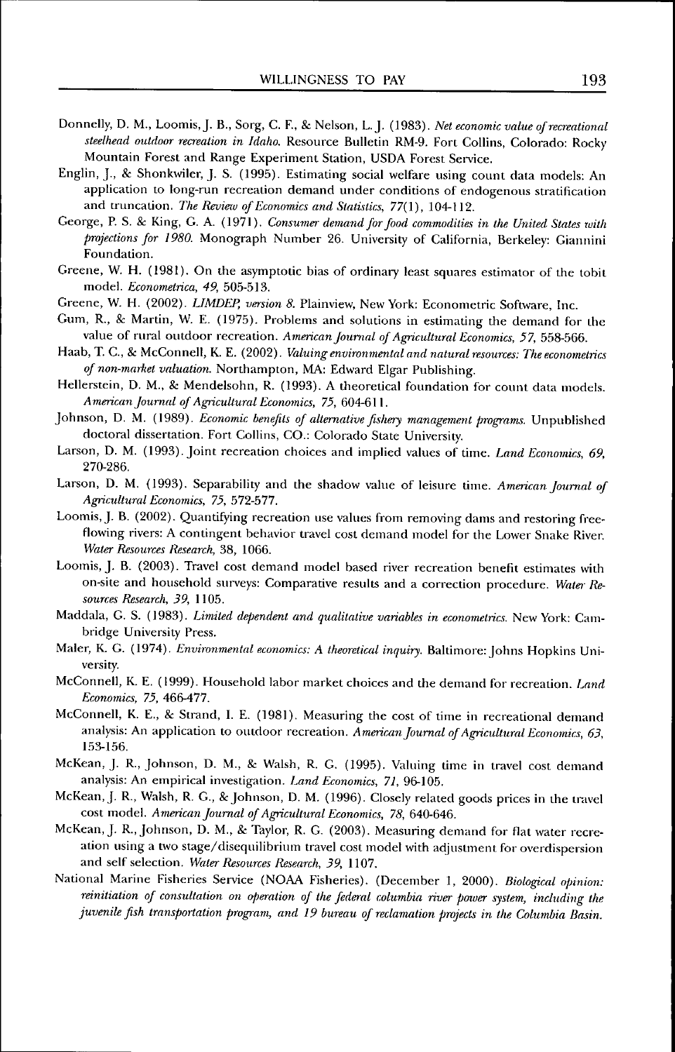Donnelly, D. M., Loomis, J. B., Sorg, C. F., & Nelson, L. J. (1983). *Net economic value of recreational steelhead outdoor recreation in Idaho.* Resource Bulletin RM-9. Fort Collins, Colorado: Rocky Mountain Forest and Range Experiment Station, USDA Forest Service.

Englin, J., & Shonkwiler, J. S. (1995). Estimating social welfare using count data models: An application to long-run recreation demand under conditions of endogenous stratification and truncation. *The Review of Economics and Statistics, 77*(1), 104-112.

George, P. S. & King, G. A. (1971). *Consumer demand for food commodities in the United States with projections for 1980.* Monograph Number 26. University of California, Berkeley: Giannini Foundation.

Greene, W. H. (1981). On the asymptotic bias of ordinary least squares estimator of the tobit model. *Econometrica, 49,* 505-513.

Greene, W. H. (2002). *LIMDEP, version 8.* Plainview, New York: Econometric Software, Inc.

Gum, R., & Martin, W. E. (1975). Problems and solutions in estimating the demand for the value of rural outdoor recreation. *American Journal of Agricultural Economics, 57,* 558-566.

Haab, T. C., & McConnell, K. E. (2002). *Valuing environmental and natural resources: The econometrics of non-market valuation.* Northampton, MA: Edward Elgar Publishing.

Hellerstein, D. M., & Mendelsohn, R. (1993). A theoretical foundation for count data models. *American Journal of Agricultural Economics, 75,* 604-611.

Johnson, D. M. (1989). *Economic benefits of alternative fishery management programs.* Unpublished doctoral dissertation. Fort Collins, CO.: Colorado State University.

Larson, D. M. (1993). Joint recreation choices and implied values of time. *Land Economics, 69,* 270-286.

Larson, D. M. (1993). Separability and the shadow value of leisure time. *American Journal of Agricultural Economics, 75,* 572-577.

Loomis, J. B. (2002). Quantifying recreation use values from removing dams and restoring free-flowing rivers: A contingent behavior travel cost demand model for the Lower Snake River. *Water Resources Research,* 38, 1066.

Loomis, J. B. (2003). Travel cost demand model based river recreation benefit estimates with on-site and household surveys: Comparative results and a correction procedure. *Water Resources Research, 39,* 1105.

Maddala, G. S. (1983). *Limited dependent and qualitative variables in econometrics.* New York: Cambridge University Press.

Maler, K. G. (1974). *Environmental economics: A theoretical inquiry.* Baltimore: Johns Hopkins University.

McConnell, K. E. (1999). Household labor market choices and the demand for recreation. *Land Economics, 75,* 466-477.

McConnell, K. E., & Strand, I. E. (1981). Measuring the cost of time in recreational demand analysis: An application to outdoor recreation. *American Journal of Agricultural Economics, 63,* 153-156.

McKean, J. R., Johnson, D. M., & Walsh, R. G. (1995). Valuing time in travel cost demand analysis: An empirical investigation. *Land Economics, 71,* 96-105.

McKean, J. R., Walsh, R. G., & Johnson, D. M. (1996). Closely related goods prices in the travel cost model. *American Journal of Agricultural Economics, 78,* 640-646.

McKean, J. R., Johnson, D. M., & Taylor, R. G. (2003). Measuring demand for flat water recreation using a two stage/disequilibrium travel cost model with adjustment for overdispersion and self selection. *Water Resources Research, 39,* 1107.

National Marine Fisheries Service (NOAA Fisheries). (December 1, 2000). *Biological opinion: reinitiation of consultation on operation of the federal columbia river power system, including the juvenile fish transportation program, and 19 bureau of reclamation projects in the Columbia Basin.*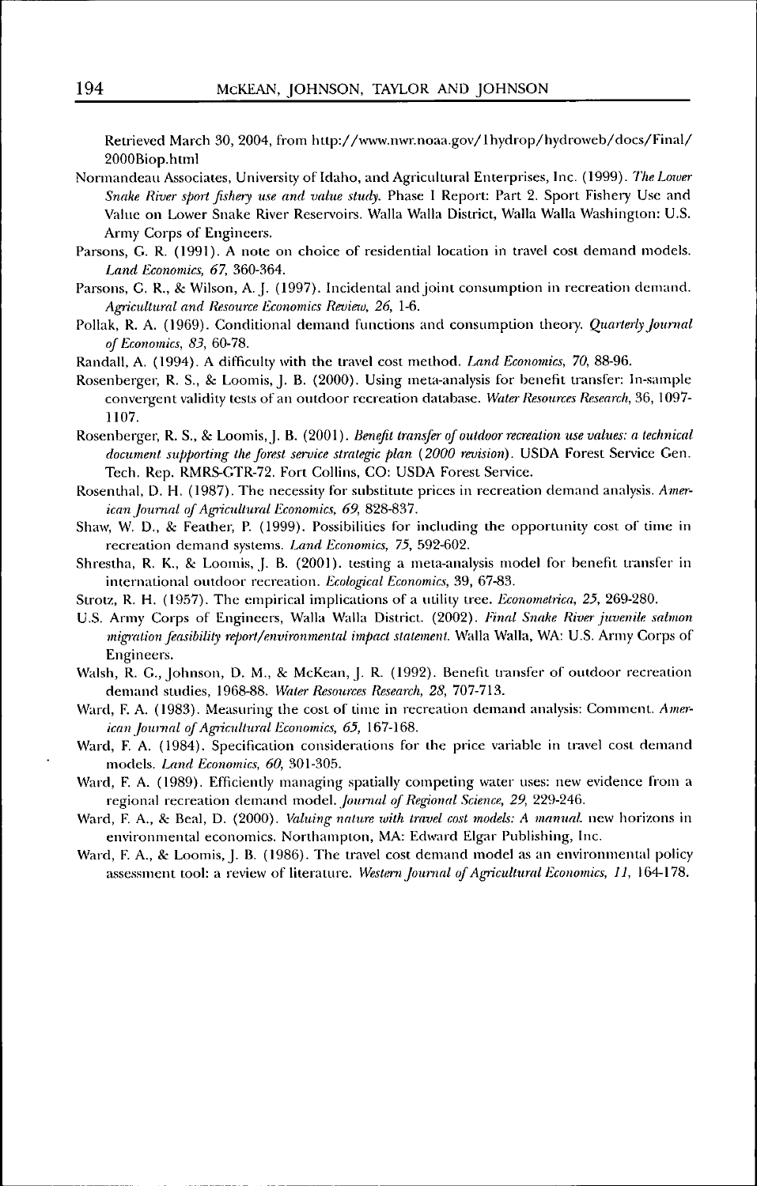Retrieved March 30, 2004, from http://www.nwr.noaa.gov/1hydrop/hydroweb/docs/Final/2000Biop.html

Normandeau Associates, University of Idaho, and Agricultural Enterprises, Inc. (1999). *The Lower Snake River sport fishery use and value study*. Phase I Report: Part 2. Sport Fishery Use and Value on Lower Snake River Reservoirs. Walla Walla District, Walla Walla Washington: U.S. Army Corps of Engineers.

Parsons, G. R. (1991). A note on choice of residential location in travel cost demand models. *Land Economics, 67*, 360-364.

Parsons, G. R., & Wilson, A. J. (1997). Incidental and joint consumption in recreation demand. *Agricultural and Resource Economics Review, 26*, 1-6.

Pollak, R. A. (1969). Conditional demand functions and consumption theory. *Quarterly Journal of Economics, 83*, 60-78.

Randall, A. (1994). A difficulty with the travel cost method. *Land Economics, 70*, 88-96.

Rosenberger, R. S., & Loomis, J. B. (2000). Using meta-analysis for benefit transfer: In-sample convergent validity tests of an outdoor recreation database. *Water Resources Research*, 36, 1097-1107.

Rosenberger, R. S., & Loomis, J. B. (2001). *Benefit transfer of outdoor recreation use values: a technical document supporting the forest service strategic plan (2000 revision)*. USDA Forest Service Gen. Tech. Rep. RMRS-GTR-72. Fort Collins, CO: USDA Forest Service.

Rosenthal, D. H. (1987). The necessity for substitute prices in recreation demand analysis. *American Journal of Agricultural Economics, 69*, 828-837.

Shaw, W. D., & Feather, P. (1999). Possibilities for including the opportunity cost of time in recreation demand systems. *Land Economics, 75*, 592-602.

Shrestha, R. K., & Loomis, J. B. (2001). testing a meta-analysis model for benefit transfer in international outdoor recreation. *Ecological Economics*, 39, 67-83.

Strotz, R. H. (1957). The empirical implications of a utility tree. *Econometrica, 25*, 269-280.

U.S. Army Corps of Engineers, Walla Walla District. (2002). *Final Snake River juvenile salmon migration feasibility report/environmental impact statement*. Walla Walla, WA: U.S. Army Corps of Engineers.

Walsh, R. G., Johnson, D. M., & McKean, J. R. (1992). Benefit transfer of outdoor recreation demand studies, 1968-88. *Water Resources Research, 28*, 707-713.

Ward, F. A. (1983). Measuring the cost of time in recreation demand analysis: Comment. *American Journal of Agricultural Economics, 65*, 167-168.

Ward, F. A. (1984). Specification considerations for the price variable in travel cost demand models. *Land Economics, 60*, 301-305.

Ward, F. A. (1989). Efficiently managing spatially competing water uses: new evidence from a regional recreation demand model. *Journal of Regional Science, 29*, 229-246.

Ward, F. A., & Beal, D. (2000). *Valuing nature with travel cost models: A manual*. new horizons in environmental economics. Northampton, MA: Edward Elgar Publishing, Inc.

Ward, F. A., & Loomis, J. B. (1986). The travel cost demand model as an environmental policy assessment tool: a review of literature. *Western Journal of Agricultural Economics, 11*, 164-178.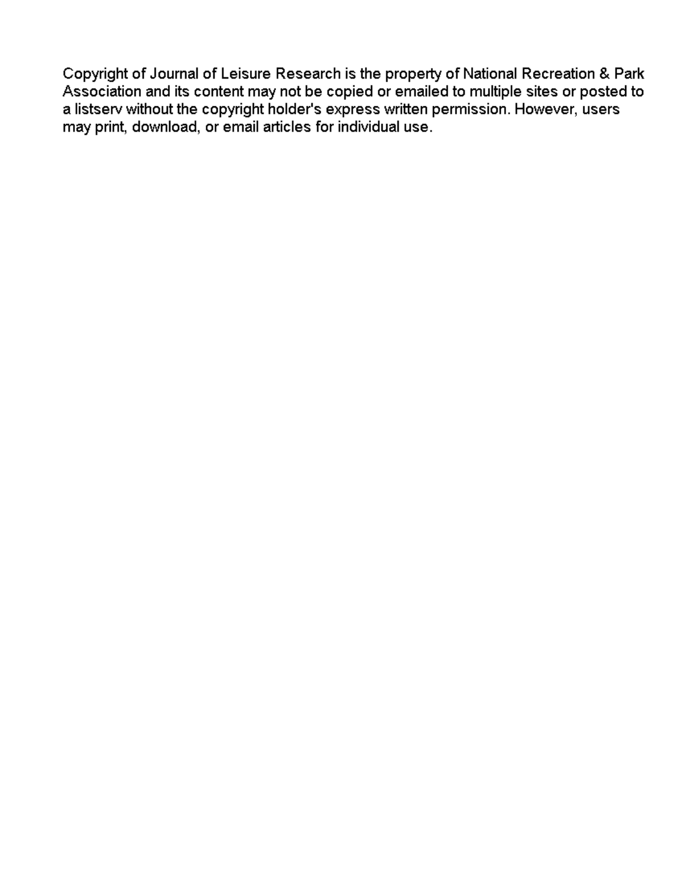Copyright of Journal of Leisure Research is the property of National Recreation & Park Association and its content may not be copied or emailed to multiple sites or posted to a listserv without the copyright holder's express written permission. However, users may print, download, or email articles for individual use.